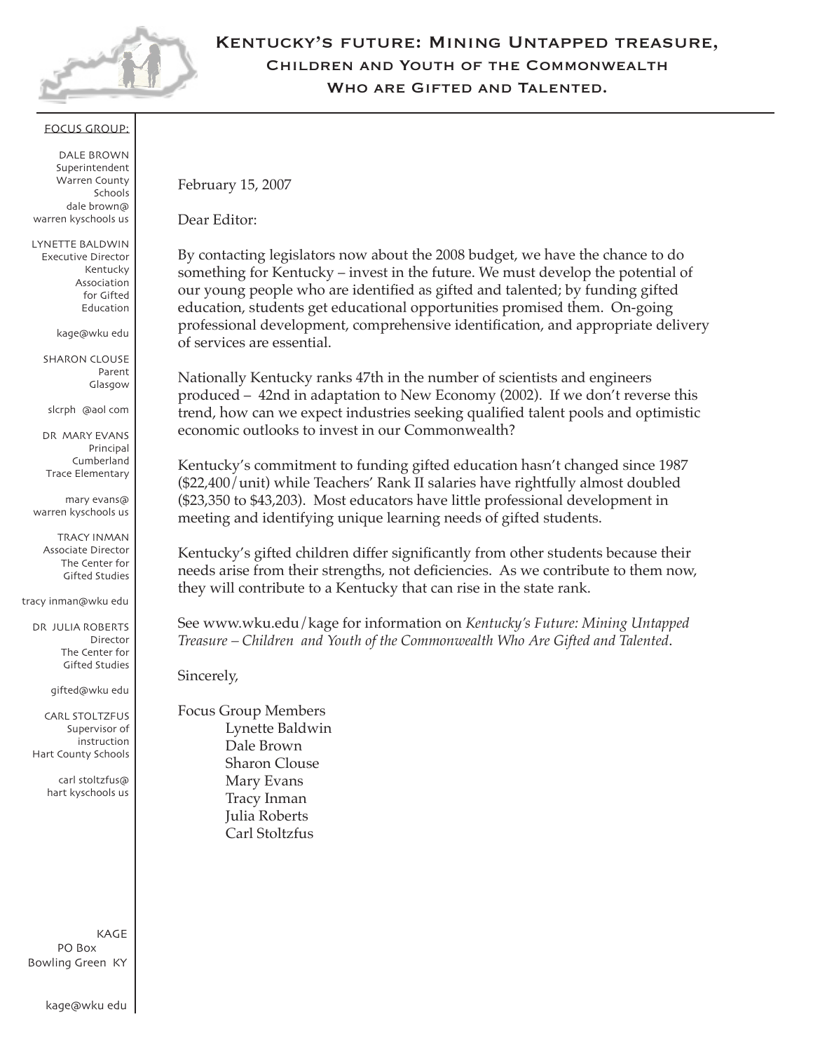# Kentucky's future: Mining Untapped treasure, Children and Youth of the Commonwealth Who are Gifted and Talented.

FOCUS GROUP:

DALE BROWN
Superintendent
Warren County Schools
dale brown@
warren kyschools us

LYNETTE BALDWIN
Executive Director
Kentucky Association for Gifted Education

kage@wku edu

SHARON CLOUSE
Parent
Glasgow

slcrph @aol com

DR MARY EVANS
Principal
Cumberland Trace Elementary

mary evans@
warren kyschools us

TRACY INMAN
Associate Director
The Center for Gifted Studies

tracy inman@wku edu

DR JULIA ROBERTS
Director
The Center for Gifted Studies

gifted@wku edu

CARL STOLTZFUS
Supervisor of instruction
Hart County Schools

carl stoltzfus@
hart kyschools us

KAGE
PO Box
Bowling Green KY

kage@wku edu

February 15, 2007

Dear Editor:

By contacting legislators now about the 2008 budget, we have the chance to do something for Kentucky – invest in the future. We must develop the potential of our young people who are identified as gifted and talented; by funding gifted education, students get educational opportunities promised them. On-going professional development, comprehensive identification, and appropriate delivery of services are essential.

Nationally Kentucky ranks 47th in the number of scientists and engineers produced – 42nd in adaptation to New Economy (2002). If we don't reverse this trend, how can we expect industries seeking qualified talent pools and optimistic economic outlooks to invest in our Commonwealth?

Kentucky's commitment to funding gifted education hasn't changed since 1987 ($22,400/unit) while Teachers' Rank II salaries have rightfully almost doubled ($23,350 to $43,203). Most educators have little professional development in meeting and identifying unique learning needs of gifted students.

Kentucky's gifted children differ significantly from other students because their needs arise from their strengths, not deficiencies. As we contribute to them now, they will contribute to a Kentucky that can rise in the state rank.

See www.wku.edu/kage for information on *Kentucky's Future: Mining Untapped Treasure – Children and Youth of the Commonwealth Who Are Gifted and Talented*.

Sincerely,

Focus Group Members
Lynette Baldwin
Dale Brown
Sharon Clouse
Mary Evans
Tracy Inman
Julia Roberts
Carl Stoltzfus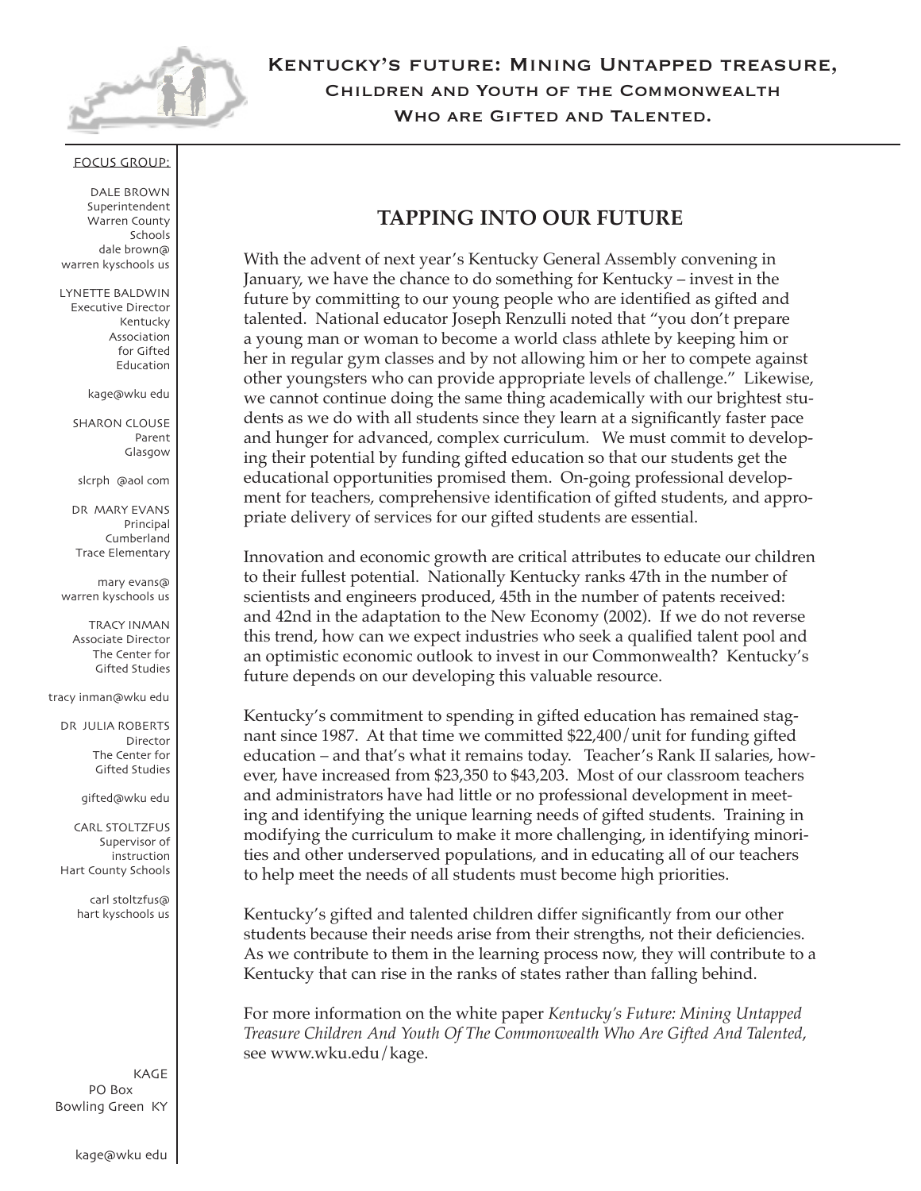# Kentucky's future: Mining Untapped treasure, Children and Youth of the Commonwealth Who are Gifted and Talented.

FOCUS GROUP:

DALE BROWN
Superintendent
Warren County
Schools
dale brown@
warren kyschools us

LYNETTE BALDWIN
Executive Director
Kentucky
Association
for Gifted
Education

kage@wku edu

SHARON CLOUSE
Parent
Glasgow

slcrph @aol com

DR MARY EVANS
Principal
Cumberland
Trace Elementary

mary evans@
warren kyschools us

TRACY INMAN
Associate Director
The Center for
Gifted Studies

tracy inman@wku edu

DR JULIA ROBERTS
Director
The Center for
Gifted Studies

gifted@wku edu

CARL STOLTZFUS
Supervisor of
instruction
Hart County Schools

carl stoltzfus@
hart kyschools us

KAGE
PO Box
Bowling Green KY

kage@wku edu

## TAPPING INTO OUR FUTURE

With the advent of next year's Kentucky General Assembly convening in January, we have the chance to do something for Kentucky – invest in the future by committing to our young people who are identified as gifted and talented. National educator Joseph Renzulli noted that "you don't prepare a young man or woman to become a world class athlete by keeping him or her in regular gym classes and by not allowing him or her to compete against other youngsters who can provide appropriate levels of challenge." Likewise, we cannot continue doing the same thing academically with our brightest students as we do with all students since they learn at a significantly faster pace and hunger for advanced, complex curriculum. We must commit to developing their potential by funding gifted education so that our students get the educational opportunities promised them. On-going professional development for teachers, comprehensive identification of gifted students, and appropriate delivery of services for our gifted students are essential.

Innovation and economic growth are critical attributes to educate our children to their fullest potential. Nationally Kentucky ranks 47th in the number of scientists and engineers produced, 45th in the number of patents received: and 42nd in the adaptation to the New Economy (2002). If we do not reverse this trend, how can we expect industries who seek a qualified talent pool and an optimistic economic outlook to invest in our Commonwealth? Kentucky's future depends on our developing this valuable resource.

Kentucky's commitment to spending in gifted education has remained stagnant since 1987. At that time we committed $22,400/unit for funding gifted education – and that's what it remains today. Teacher's Rank II salaries, however, have increased from $23,350 to $43,203. Most of our classroom teachers and administrators have had little or no professional development in meeting and identifying the unique learning needs of gifted students. Training in modifying the curriculum to make it more challenging, in identifying minorities and other underserved populations, and in educating all of our teachers to help meet the needs of all students must become high priorities.

Kentucky's gifted and talented children differ significantly from our other students because their needs arise from their strengths, not their deficiencies. As we contribute to them in the learning process now, they will contribute to a Kentucky that can rise in the ranks of states rather than falling behind.

For more information on the white paper *Kentucky's Future: Mining Untapped Treasure Children And Youth Of The Commonwealth Who Are Gifted And Talented*, see www.wku.edu/kage.